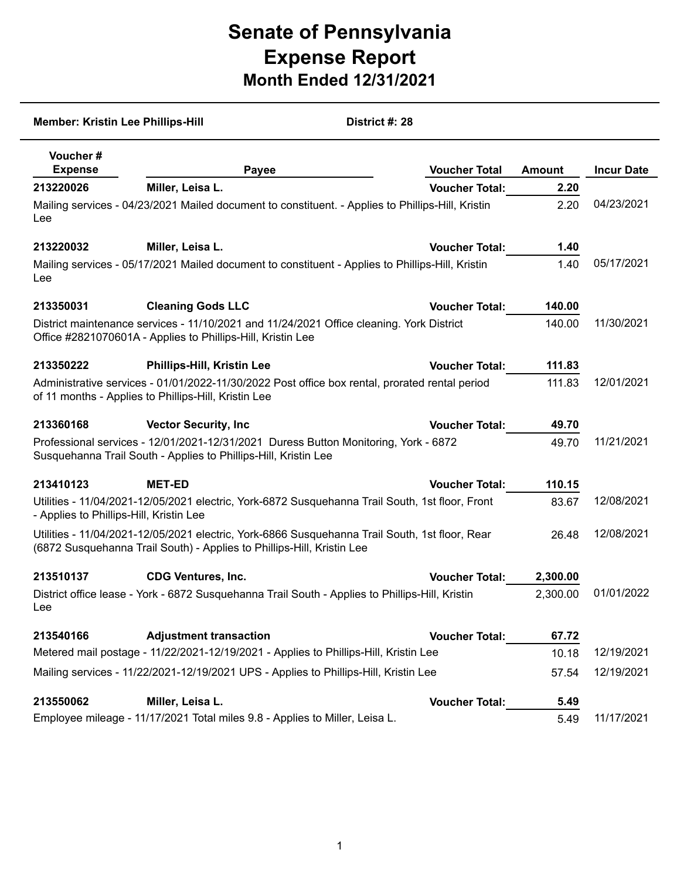# Senate of Pennsylvania
# Expense Report
## Month Ended 12/31/2021

**Member: Kristin Lee Phillips-Hill** **District #: 28**

| Voucher # Expense | Payee | Voucher Total | Amount | Incur Date |
|---|---|---|---|---|
| **213220026** | **Miller, Leisa L.** | **Voucher Total:** | **2.20** | |
| Mailing services - 04/23/2021 Mailed document to constituent. - Applies to Phillips-Hill, Kristin Lee | | | 2.20 | 04/23/2021 |
| **213220032** | **Miller, Leisa L.** | **Voucher Total:** | **1.40** | |
| Mailing services - 05/17/2021 Mailed document to constituent - Applies to Phillips-Hill, Kristin Lee | | | 1.40 | 05/17/2021 |
| **213350031** | **Cleaning Gods LLC** | **Voucher Total:** | **140.00** | |
| District maintenance services - 11/10/2021 and 11/24/2021 Office cleaning. York District Office #2821070601A - Applies to Phillips-Hill, Kristin Lee | | | 140.00 | 11/30/2021 |
| **213350222** | **Phillips-Hill, Kristin Lee** | **Voucher Total:** | **111.83** | |
| Administrative services - 01/01/2022-11/30/2022 Post office box rental, prorated rental period of 11 months - Applies to Phillips-Hill, Kristin Lee | | | 111.83 | 12/01/2021 |
| **213360168** | **Vector Security, Inc** | **Voucher Total:** | **49.70** | |
| Professional services - 12/01/2021-12/31/2021 Duress Button Monitoring, York - 6872 Susquehanna Trail South - Applies to Phillips-Hill, Kristin Lee | | | 49.70 | 11/21/2021 |
| **213410123** | **MET-ED** | **Voucher Total:** | **110.15** | |
| Utilities - 11/04/2021-12/05/2021 electric, York-6872 Susquehanna Trail South, 1st floor, Front - Applies to Phillips-Hill, Kristin Lee | | | 83.67 | 12/08/2021 |
| Utilities - 11/04/2021-12/05/2021 electric, York-6866 Susquehanna Trail South, 1st floor, Rear (6872 Susquehanna Trail South) - Applies to Phillips-Hill, Kristin Lee | | | 26.48 | 12/08/2021 |
| **213510137** | **CDG Ventures, Inc.** | **Voucher Total:** | **2,300.00** | |
| District office lease - York - 6872 Susquehanna Trail South - Applies to Phillips-Hill, Kristin Lee | | | 2,300.00 | 01/01/2022 |
| **213540166** | **Adjustment transaction** | **Voucher Total:** | **67.72** | |
| Metered mail postage - 11/22/2021-12/19/2021 - Applies to Phillips-Hill, Kristin Lee | | | 10.18 | 12/19/2021 |
| Mailing services - 11/22/2021-12/19/2021 UPS - Applies to Phillips-Hill, Kristin Lee | | | 57.54 | 12/19/2021 |
| **213550062** | **Miller, Leisa L.** | **Voucher Total:** | **5.49** | |
| Employee mileage - 11/17/2021 Total miles 9.8 - Applies to Miller, Leisa L. | | | 5.49 | 11/17/2021 |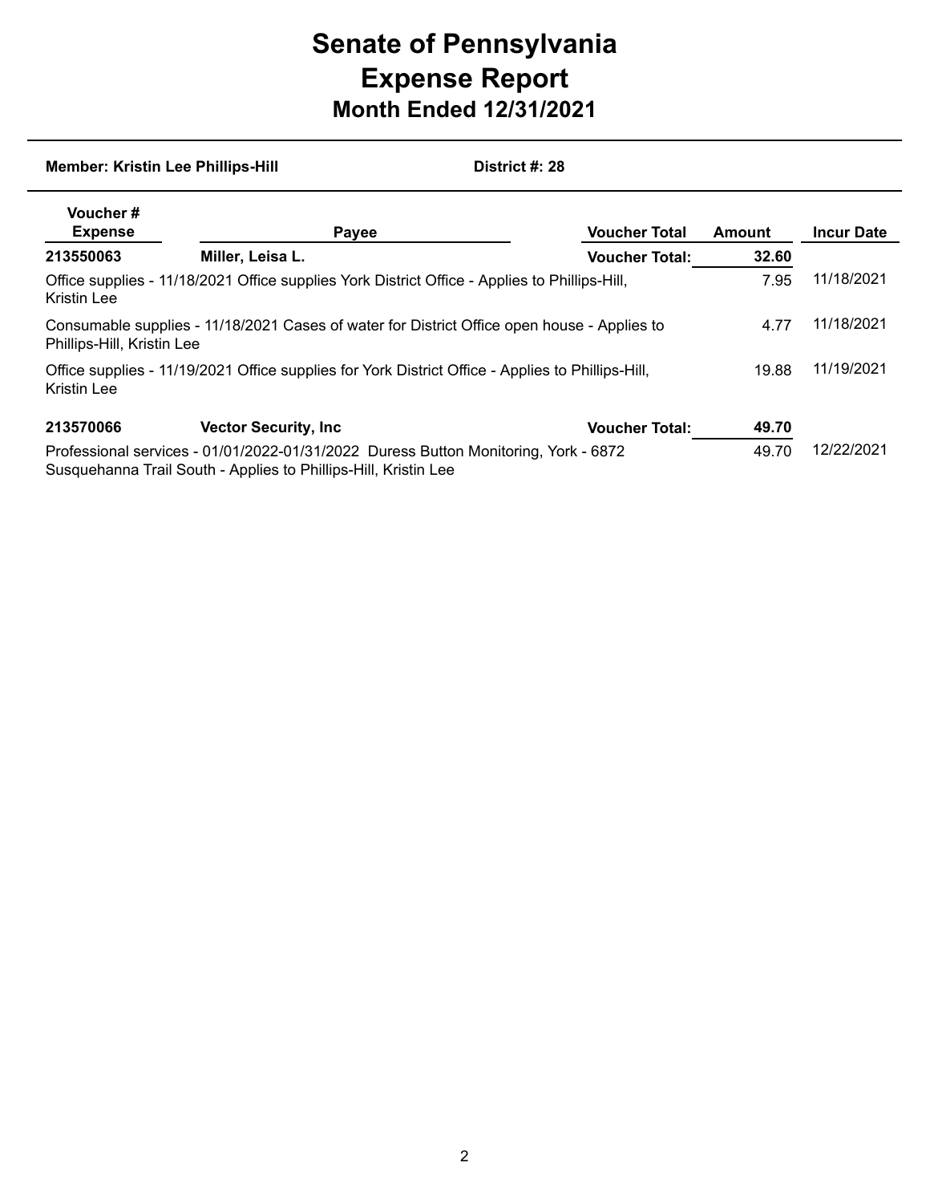# Senate of Pennsylvania
# Expense Report
## Month Ended 12/31/2021

**Member: Kristin Lee Phillips-Hill** **District #: 28**

| Voucher # Expense | Payee | Voucher Total | Amount | Incur Date |
|---|---|---|---|---|
| **213550063** | **Miller, Leisa L.** | **Voucher Total:** | **32.60** | |
| Office supplies - 11/18/2021 Office supplies York District Office - Applies to Phillips-Hill, Kristin Lee | | | 7.95 | 11/18/2021 |
| Consumable supplies - 11/18/2021 Cases of water for District Office open house - Applies to Phillips-Hill, Kristin Lee | | | 4.77 | 11/18/2021 |
| Office supplies - 11/19/2021 Office supplies for York District Office - Applies to Phillips-Hill, Kristin Lee | | | 19.88 | 11/19/2021 |
| **213570066** | **Vector Security, Inc** | **Voucher Total:** | **49.70** | |
| Professional services - 01/01/2022-01/31/2022 Duress Button Monitoring, York - 6872 Susquehanna Trail South - Applies to Phillips-Hill, Kristin Lee | | | 49.70 | 12/22/2021 |